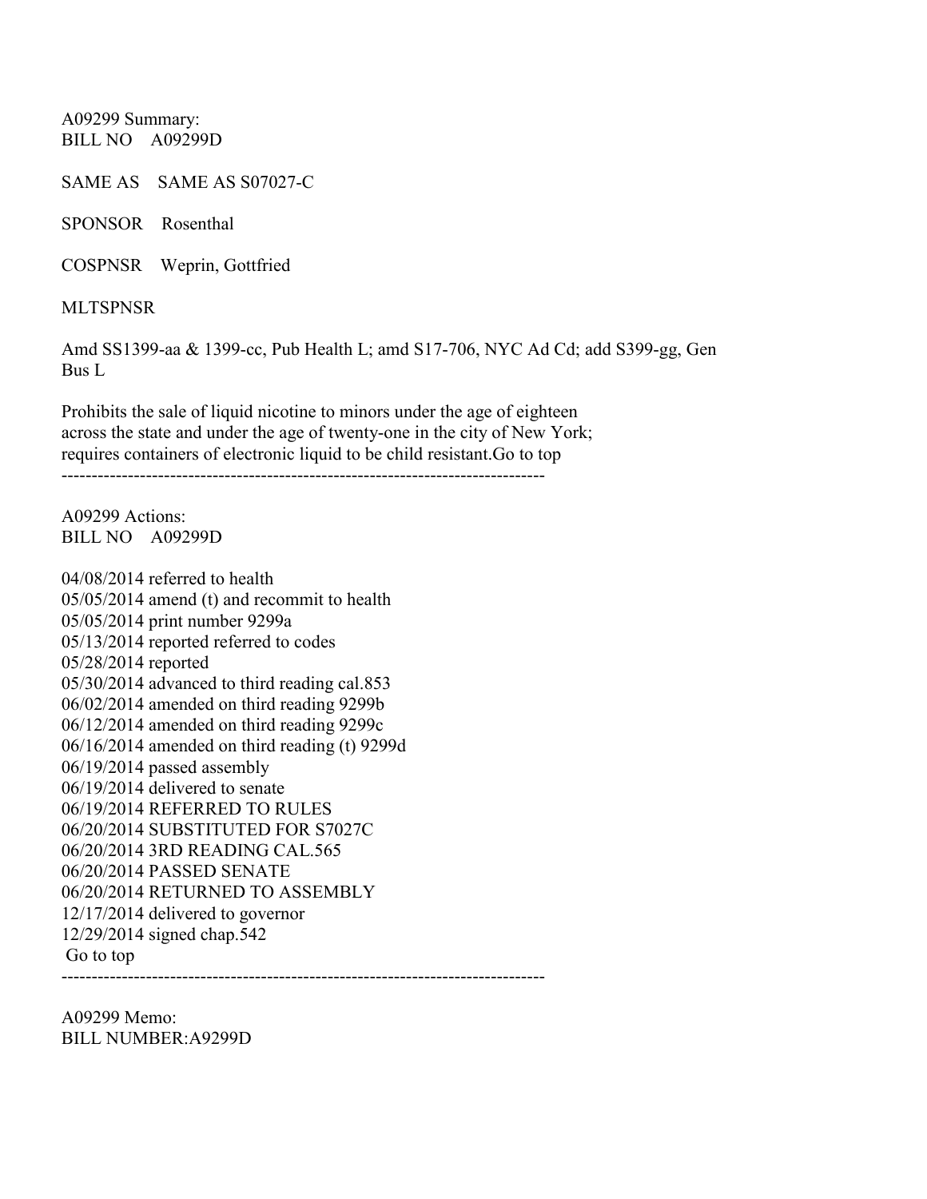A09299 Summary:
BILL NO    A09299D

SAME AS    SAME AS S07027-C

SPONSOR    Rosenthal

COSPNSR    Weprin, Gottfried

MLTSPNSR

Amd SS1399-aa & 1399-cc, Pub Health L; amd S17-706, NYC Ad Cd; add S399-gg, Gen Bus L

Prohibits the sale of liquid nicotine to minors under the age of eighteen across the state and under the age of twenty-one in the city of New York; requires containers of electronic liquid to be child resistant.Go to top

--------------------------------------------------------------------------------

A09299 Actions:
BILL NO    A09299D

04/08/2014 referred to health
05/05/2014 amend (t) and recommit to health
05/05/2014 print number 9299a
05/13/2014 reported referred to codes
05/28/2014 reported
05/30/2014 advanced to third reading cal.853
06/02/2014 amended on third reading 9299b
06/12/2014 amended on third reading 9299c
06/16/2014 amended on third reading (t) 9299d
06/19/2014 passed assembly
06/19/2014 delivered to senate
06/19/2014 REFERRED TO RULES
06/20/2014 SUBSTITUTED FOR S7027C
06/20/2014 3RD READING CAL.565
06/20/2014 PASSED SENATE
06/20/2014 RETURNED TO ASSEMBLY
12/17/2014 delivered to governor
12/29/2014 signed chap.542
Go to top

--------------------------------------------------------------------------------

A09299 Memo:
BILL NUMBER:A9299D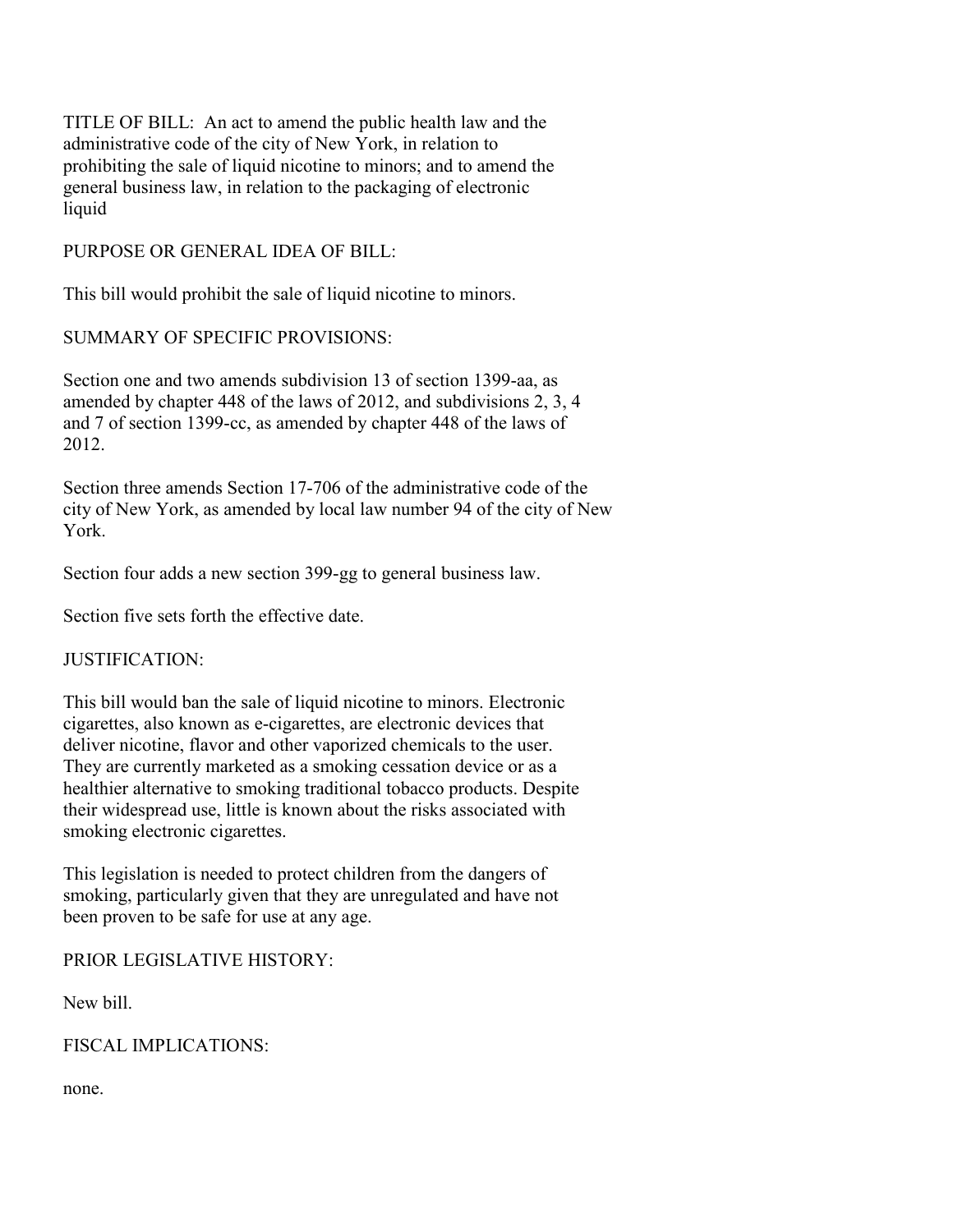TITLE OF BILL: An act to amend the public health law and the administrative code of the city of New York, in relation to prohibiting the sale of liquid nicotine to minors; and to amend the general business law, in relation to the packaging of electronic liquid

PURPOSE OR GENERAL IDEA OF BILL:

This bill would prohibit the sale of liquid nicotine to minors.

SUMMARY OF SPECIFIC PROVISIONS:

Section one and two amends subdivision 13 of section 1399-aa, as amended by chapter 448 of the laws of 2012, and subdivisions 2, 3, 4 and 7 of section 1399-cc, as amended by chapter 448 of the laws of 2012.

Section three amends Section 17-706 of the administrative code of the city of New York, as amended by local law number 94 of the city of New York.

Section four adds a new section 399-gg to general business law.

Section five sets forth the effective date.

JUSTIFICATION:

This bill would ban the sale of liquid nicotine to minors. Electronic cigarettes, also known as e-cigarettes, are electronic devices that deliver nicotine, flavor and other vaporized chemicals to the user. They are currently marketed as a smoking cessation device or as a healthier alternative to smoking traditional tobacco products. Despite their widespread use, little is known about the risks associated with smoking electronic cigarettes.

This legislation is needed to protect children from the dangers of smoking, particularly given that they are unregulated and have not been proven to be safe for use at any age.

PRIOR LEGISLATIVE HISTORY:

New bill.

FISCAL IMPLICATIONS:

none.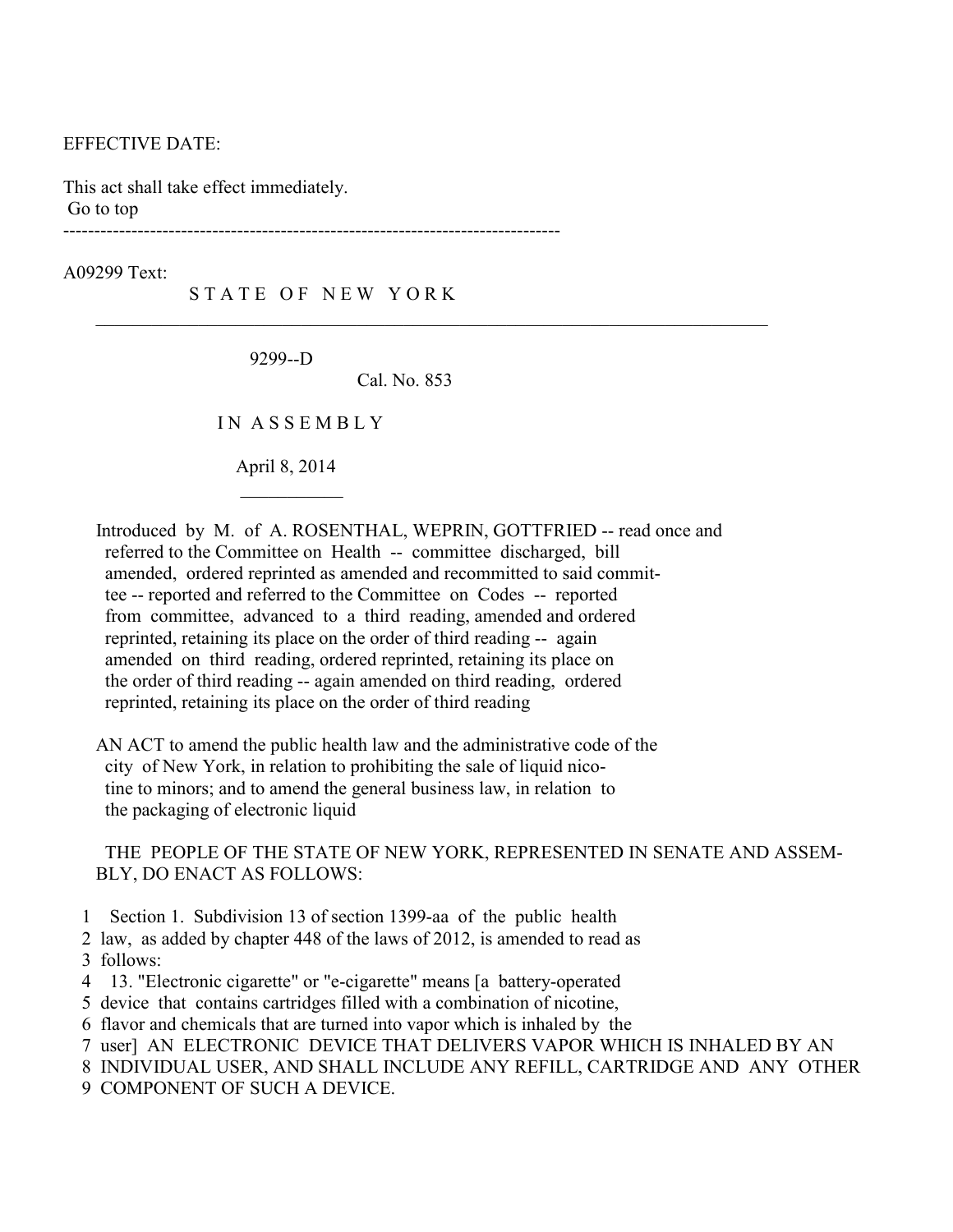EFFECTIVE DATE:

This act shall take effect immediately.
Go to top

--------------------------------------------------------------------------------

A09299 Text:

S T A T E O F N E W Y O R K

________________________________________________________________________

9299--D

Cal. No. 853

I N A S S E M B L Y

April 8, 2014

___________

Introduced by M. of A. ROSENTHAL, WEPRIN, GOTTFRIED -- read once and referred to the Committee on Health -- committee discharged, bill amended, ordered reprinted as amended and recommitted to said committee -- reported and referred to the Committee on Codes -- reported from committee, advanced to a third reading, amended and ordered reprinted, retaining its place on the order of third reading -- again amended on third reading, ordered reprinted, retaining its place on the order of third reading -- again amended on third reading, ordered reprinted, retaining its place on the order of third reading

AN ACT to amend the public health law and the administrative code of the city of New York, in relation to prohibiting the sale of liquid nicotine to minors; and to amend the general business law, in relation to the packaging of electronic liquid

THE PEOPLE OF THE STATE OF NEW YORK, REPRESENTED IN SENATE AND ASSEMBLY, DO ENACT AS FOLLOWS:

1 Section 1. Subdivision 13 of section 1399-aa of the public health
2 law, as added by chapter 448 of the laws of 2012, is amended to read as
3 follows:
4 13. "Electronic cigarette" or "e-cigarette" means [a battery-operated
5 device that contains cartridges filled with a combination of nicotine,
6 flavor and chemicals that are turned into vapor which is inhaled by the
7 user] AN ELECTRONIC DEVICE THAT DELIVERS VAPOR WHICH IS INHALED BY AN
8 INDIVIDUAL USER, AND SHALL INCLUDE ANY REFILL, CARTRIDGE AND ANY OTHER
9 COMPONENT OF SUCH A DEVICE.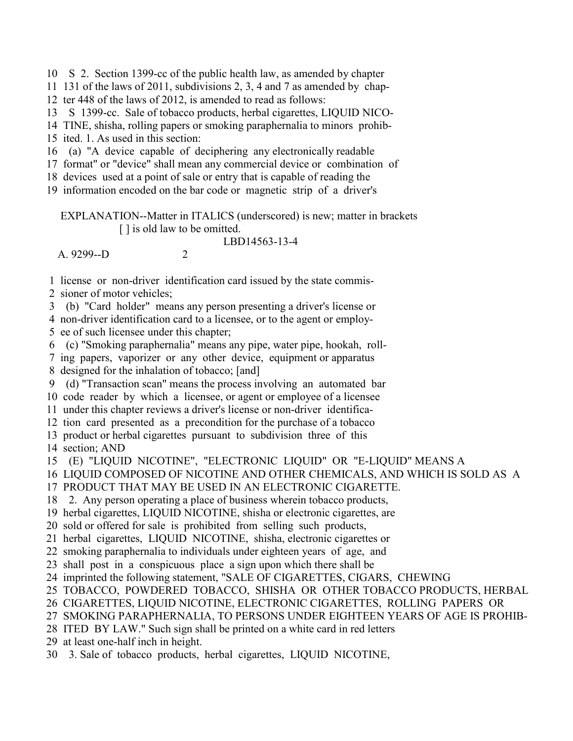10 S 2. Section 1399-cc of the public health law, as amended by chapter
11 131 of the laws of 2011, subdivisions 2, 3, 4 and 7 as amended by chap-
12 ter 448 of the laws of 2012, is amended to read as follows:
13 S 1399-cc. Sale of tobacco products, herbal cigarettes, LIQUID NICO-
14 TINE, shisha, rolling papers or smoking paraphernalia to minors prohib-
15 ited. 1. As used in this section:
16 (a) "A device capable of deciphering any electronically readable
17 format" or "device" shall mean any commercial device or combination of
18 devices used at a point of sale or entry that is capable of reading the
19 information encoded on the bar code or magnetic strip of a driver's

EXPLANATION--Matter in ITALICS (underscored) is new; matter in brackets
[ ] is old law to be omitted.

LBD14563-13-4

A. 9299--D 2

1 license or non-driver identification card issued by the state commis-
2 sioner of motor vehicles;
3 (b) "Card holder" means any person presenting a driver's license or
4 non-driver identification card to a licensee, or to the agent or employ-
5 ee of such licensee under this chapter;
6 (c) "Smoking paraphernalia" means any pipe, water pipe, hookah, roll-
7 ing papers, vaporizer or any other device, equipment or apparatus
8 designed for the inhalation of tobacco; [and]
9 (d) "Transaction scan" means the process involving an automated bar
10 code reader by which a licensee, or agent or employee of a licensee
11 under this chapter reviews a driver's license or non-driver identifica-
12 tion card presented as a precondition for the purchase of a tobacco
13 product or herbal cigarettes pursuant to subdivision three of this
14 section; AND
15 (E) "LIQUID NICOTINE", "ELECTRONIC LIQUID" OR "E-LIQUID" MEANS A
16 LIQUID COMPOSED OF NICOTINE AND OTHER CHEMICALS, AND WHICH IS SOLD AS A
17 PRODUCT THAT MAY BE USED IN AN ELECTRONIC CIGARETTE.
18 2. Any person operating a place of business wherein tobacco products,
19 herbal cigarettes, LIQUID NICOTINE, shisha or electronic cigarettes, are
20 sold or offered for sale is prohibited from selling such products,
21 herbal cigarettes, LIQUID NICOTINE, shisha, electronic cigarettes or
22 smoking paraphernalia to individuals under eighteen years of age, and
23 shall post in a conspicuous place a sign upon which there shall be
24 imprinted the following statement, "SALE OF CIGARETTES, CIGARS, CHEWING
25 TOBACCO, POWDERED TOBACCO, SHISHA OR OTHER TOBACCO PRODUCTS, HERBAL
26 CIGARETTES, LIQUID NICOTINE, ELECTRONIC CIGARETTES, ROLLING PAPERS OR
27 SMOKING PARAPHERNALIA, TO PERSONS UNDER EIGHTEEN YEARS OF AGE IS PROHIB-
28 ITED BY LAW." Such sign shall be printed on a white card in red letters
29 at least one-half inch in height.
30 3. Sale of tobacco products, herbal cigarettes, LIQUID NICOTINE,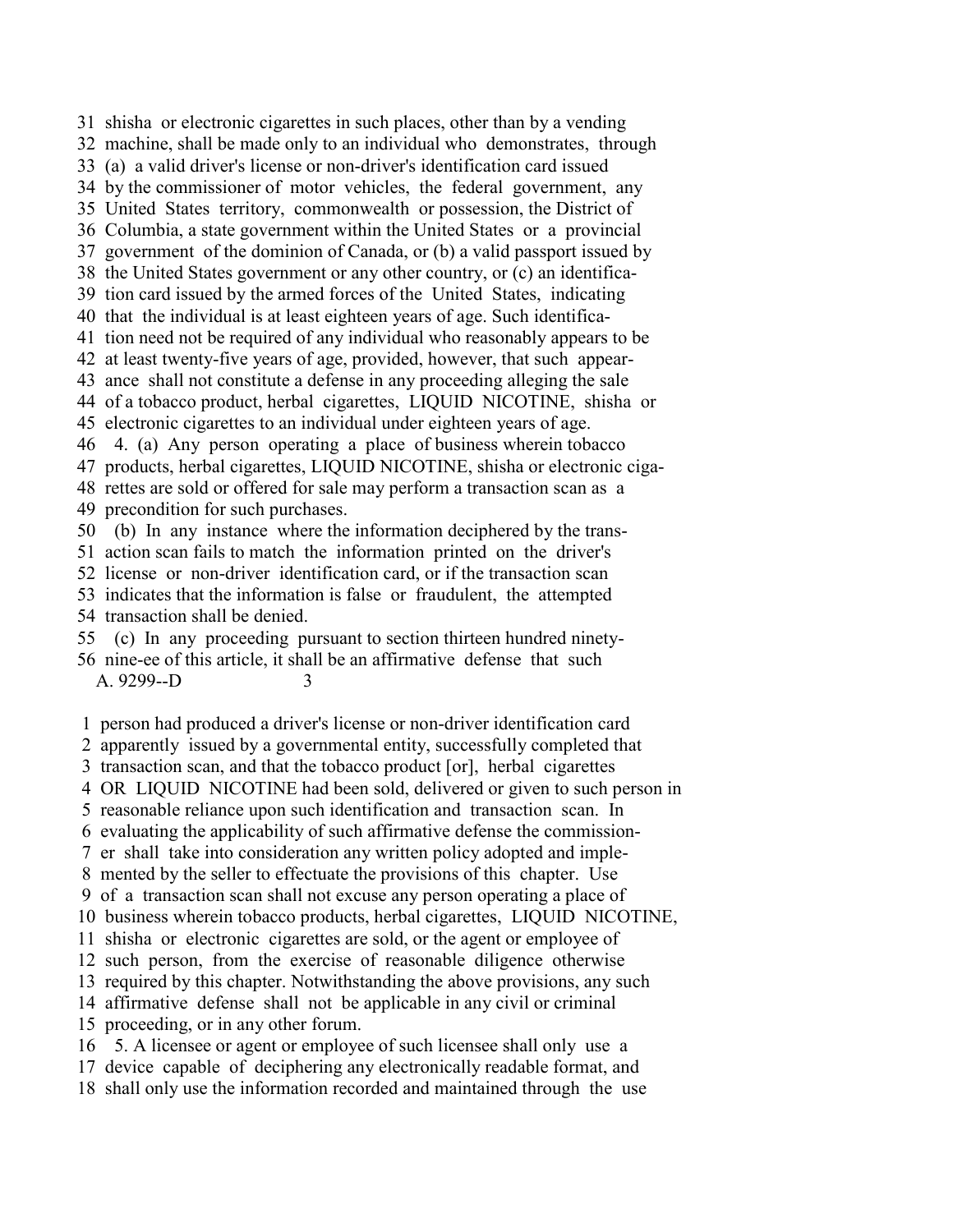31 shisha or electronic cigarettes in such places, other than by a vending
32 machine, shall be made only to an individual who demonstrates, through
33 (a) a valid driver's license or non-driver's identification card issued
34 by the commissioner of motor vehicles, the federal government, any
35 United States territory, commonwealth or possession, the District of
36 Columbia, a state government within the United States or a provincial
37 government of the dominion of Canada, or (b) a valid passport issued by
38 the United States government or any other country, or (c) an identifica-
39 tion card issued by the armed forces of the United States, indicating
40 that the individual is at least eighteen years of age. Such identifica-
41 tion need not be required of any individual who reasonably appears to be
42 at least twenty-five years of age, provided, however, that such appear-
43 ance shall not constitute a defense in any proceeding alleging the sale
44 of a tobacco product, herbal cigarettes, LIQUID NICOTINE, shisha or
45 electronic cigarettes to an individual under eighteen years of age.
46 4. (a) Any person operating a place of business wherein tobacco
47 products, herbal cigarettes, LIQUID NICOTINE, shisha or electronic ciga-
48 rettes are sold or offered for sale may perform a transaction scan as a
49 precondition for such purchases.
50 (b) In any instance where the information deciphered by the trans-
51 action scan fails to match the information printed on the driver's
52 license or non-driver identification card, or if the transaction scan
53 indicates that the information is false or fraudulent, the attempted
54 transaction shall be denied.
55 (c) In any proceeding pursuant to section thirteen hundred ninety-
56 nine-ee of this article, it shall be an affirmative defense that such

A. 9299--D 3

1 person had produced a driver's license or non-driver identification card
2 apparently issued by a governmental entity, successfully completed that
3 transaction scan, and that the tobacco product [or], herbal cigarettes
4 OR LIQUID NICOTINE had been sold, delivered or given to such person in
5 reasonable reliance upon such identification and transaction scan. In
6 evaluating the applicability of such affirmative defense the commission-
7 er shall take into consideration any written policy adopted and imple-
8 mented by the seller to effectuate the provisions of this chapter. Use
9 of a transaction scan shall not excuse any person operating a place of
10 business wherein tobacco products, herbal cigarettes, LIQUID NICOTINE,
11 shisha or electronic cigarettes are sold, or the agent or employee of
12 such person, from the exercise of reasonable diligence otherwise
13 required by this chapter. Notwithstanding the above provisions, any such
14 affirmative defense shall not be applicable in any civil or criminal
15 proceeding, or in any other forum.
16 5. A licensee or agent or employee of such licensee shall only use a
17 device capable of deciphering any electronically readable format, and
18 shall only use the information recorded and maintained through the use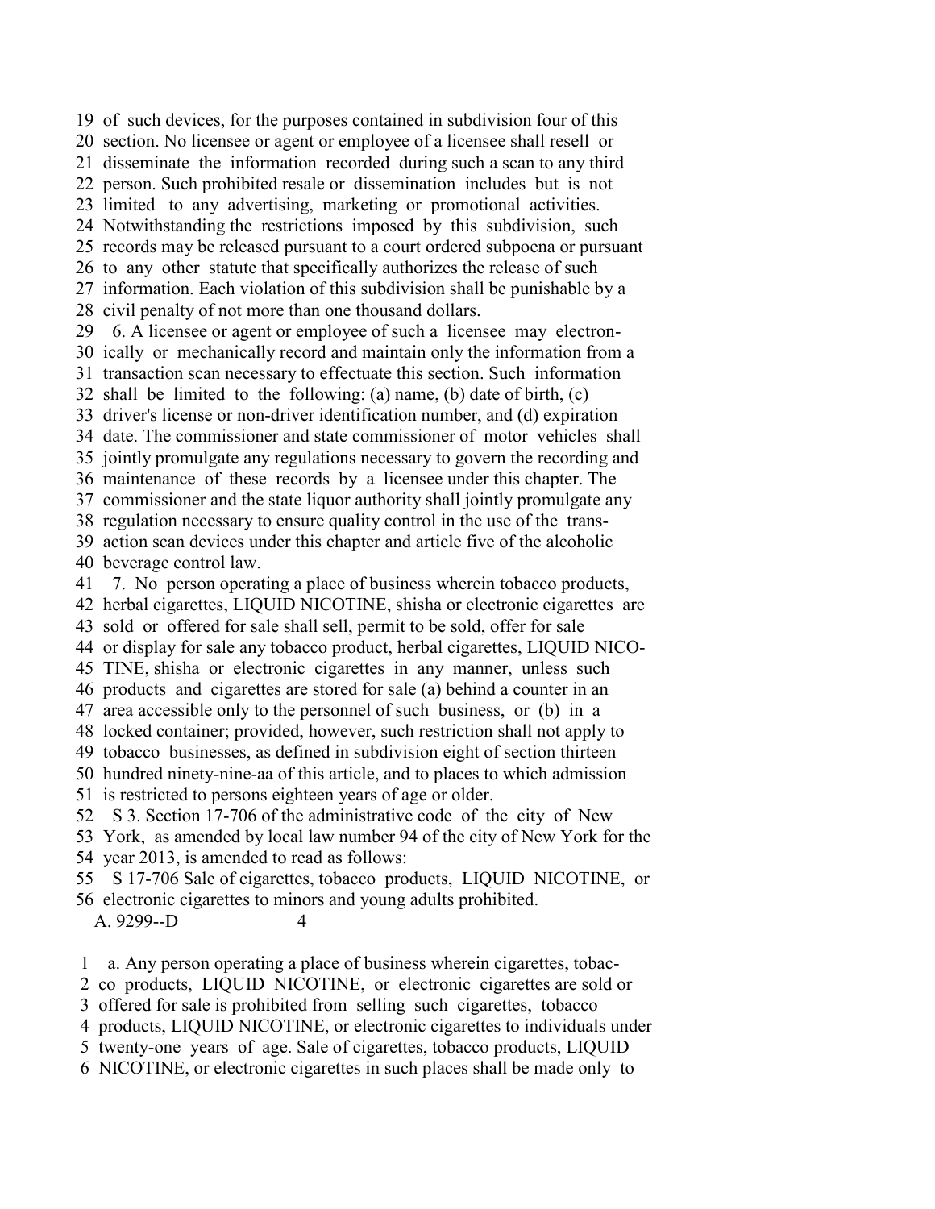of such devices, for the purposes contained in subdivision four of this section. No licensee or agent or employee of a licensee shall resell or disseminate the information recorded during such a scan to any third person. Such prohibited resale or dissemination includes but is not limited to any advertising, marketing or promotional activities. Notwithstanding the restrictions imposed by this subdivision, such records may be released pursuant to a court ordered subpoena or pursuant to any other statute that specifically authorizes the release of such information. Each violation of this subdivision shall be punishable by a civil penalty of not more than one thousand dollars.

6. A licensee or agent or employee of such a licensee may electronically or mechanically record and maintain only the information from a transaction scan necessary to effectuate this section. Such information shall be limited to the following: (a) name, (b) date of birth, (c) driver's license or non-driver identification number, and (d) expiration date. The commissioner and state commissioner of motor vehicles shall jointly promulgate any regulations necessary to govern the recording and maintenance of these records by a licensee under this chapter. The commissioner and the state liquor authority shall jointly promulgate any regulation necessary to ensure quality control in the use of the transaction scan devices under this chapter and article five of the alcoholic beverage control law.

7. No person operating a place of business wherein tobacco products, herbal cigarettes, LIQUID NICOTINE, shisha or electronic cigarettes are sold or offered for sale shall sell, permit to be sold, offer for sale or display for sale any tobacco product, herbal cigarettes, LIQUID NICOTINE, shisha or electronic cigarettes in any manner, unless such products and cigarettes are stored for sale (a) behind a counter in an area accessible only to the personnel of such business, or (b) in a locked container; provided, however, such restriction shall not apply to tobacco businesses, as defined in subdivision eight of section thirteen hundred ninety-nine-aa of this article, and to places to which admission is restricted to persons eighteen years of age or older.

S 3. Section 17-706 of the administrative code of the city of New York, as amended by local law number 94 of the city of New York for the year 2013, is amended to read as follows:

S 17-706 Sale of cigarettes, tobacco products, LIQUID NICOTINE, or electronic cigarettes to minors and young adults prohibited.

a. Any person operating a place of business wherein cigarettes, tobacco products, LIQUID NICOTINE, or electronic cigarettes are sold or offered for sale is prohibited from selling such cigarettes, tobacco products, LIQUID NICOTINE, or electronic cigarettes to individuals under twenty-one years of age. Sale of cigarettes, tobacco products, LIQUID NICOTINE, or electronic cigarettes in such places shall be made only to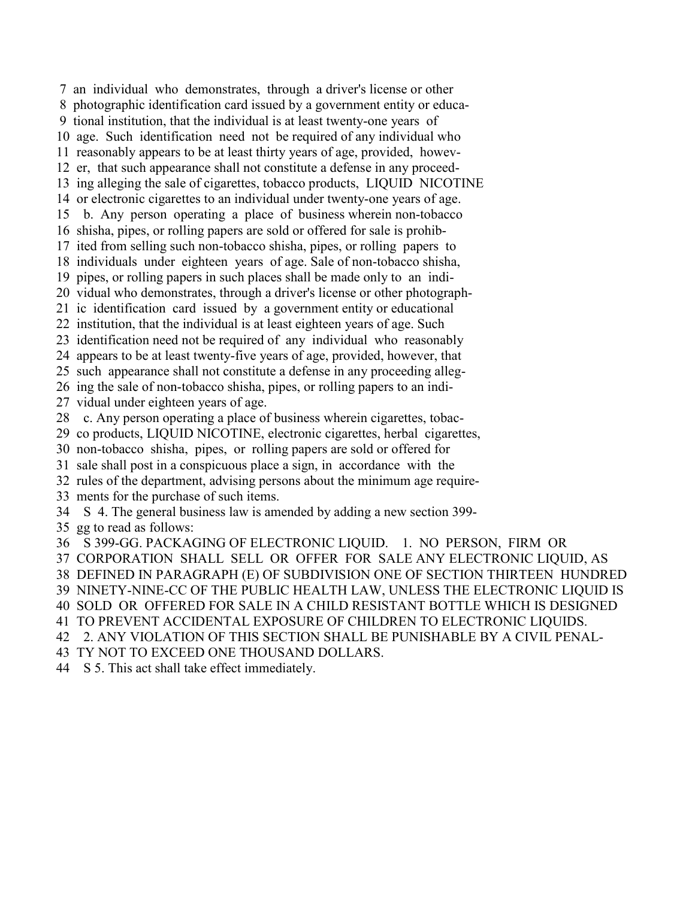7 an individual who demonstrates, through a driver's license or other
8 photographic identification card issued by a government entity or educa-
9 tional institution, that the individual is at least twenty-one years of
10 age. Such identification need not be required of any individual who
11 reasonably appears to be at least thirty years of age, provided, howev-
12 er, that such appearance shall not constitute a defense in any proceed-
13 ing alleging the sale of cigarettes, tobacco products, LIQUID NICOTINE
14 or electronic cigarettes to an individual under twenty-one years of age.
15 b. Any person operating a place of business wherein non-tobacco
16 shisha, pipes, or rolling papers are sold or offered for sale is prohib-
17 ited from selling such non-tobacco shisha, pipes, or rolling papers to
18 individuals under eighteen years of age. Sale of non-tobacco shisha,
19 pipes, or rolling papers in such places shall be made only to an indi-
20 vidual who demonstrates, through a driver's license or other photograph-
21 ic identification card issued by a government entity or educational
22 institution, that the individual is at least eighteen years of age. Such
23 identification need not be required of any individual who reasonably
24 appears to be at least twenty-five years of age, provided, however, that
25 such appearance shall not constitute a defense in any proceeding alleg-
26 ing the sale of non-tobacco shisha, pipes, or rolling papers to an indi-
27 vidual under eighteen years of age.
28 c. Any person operating a place of business wherein cigarettes, tobac-
29 co products, LIQUID NICOTINE, electronic cigarettes, herbal cigarettes,
30 non-tobacco shisha, pipes, or rolling papers are sold or offered for
31 sale shall post in a conspicuous place a sign, in accordance with the
32 rules of the department, advising persons about the minimum age require-
33 ments for the purchase of such items.
34 S 4. The general business law is amended by adding a new section 399-
35 gg to read as follows:
36 S 399-GG. PACKAGING OF ELECTRONIC LIQUID. 1. NO PERSON, FIRM OR
37 CORPORATION SHALL SELL OR OFFER FOR SALE ANY ELECTRONIC LIQUID, AS
38 DEFINED IN PARAGRAPH (E) OF SUBDIVISION ONE OF SECTION THIRTEEN HUNDRED
39 NINETY-NINE-CC OF THE PUBLIC HEALTH LAW, UNLESS THE ELECTRONIC LIQUID IS
40 SOLD OR OFFERED FOR SALE IN A CHILD RESISTANT BOTTLE WHICH IS DESIGNED
41 TO PREVENT ACCIDENTAL EXPOSURE OF CHILDREN TO ELECTRONIC LIQUIDS.
42 2. ANY VIOLATION OF THIS SECTION SHALL BE PUNISHABLE BY A CIVIL PENAL-
43 TY NOT TO EXCEED ONE THOUSAND DOLLARS.
44 S 5. This act shall take effect immediately.